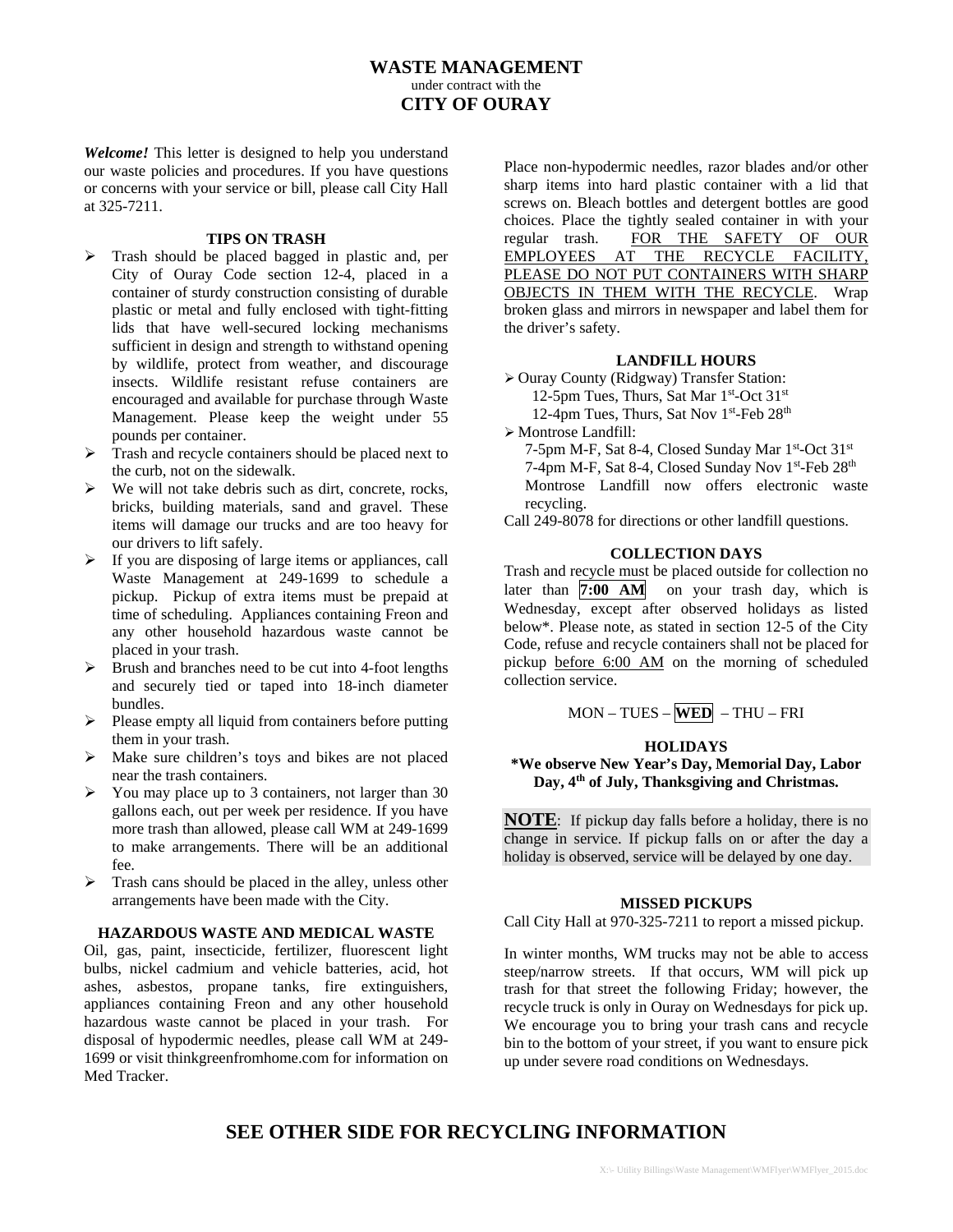# WASTE MANAGEMENT

under contract with the

# CITY OF OURAY

***Welcome!*** This letter is designed to help you understand our waste policies and procedures. If you have questions or concerns with your service or bill, please call City Hall at 325-7211.

### TIPS ON TRASH

- Trash should be placed bagged in plastic and, per City of Ouray Code section 12-4, placed in a container of sturdy construction consisting of durable plastic or metal and fully enclosed with tight-fitting lids that have well-secured locking mechanisms sufficient in design and strength to withstand opening by wildlife, protect from weather, and discourage insects. Wildlife resistant refuse containers are encouraged and available for purchase through Waste Management. Please keep the weight under 55 pounds per container.
- Trash and recycle containers should be placed next to the curb, not on the sidewalk.
- We will not take debris such as dirt, concrete, rocks, bricks, building materials, sand and gravel. These items will damage our trucks and are too heavy for our drivers to lift safely.
- If you are disposing of large items or appliances, call Waste Management at 249-1699 to schedule a pickup. Pickup of extra items must be prepaid at time of scheduling. Appliances containing Freon and any other household hazardous waste cannot be placed in your trash.
- Brush and branches need to be cut into 4-foot lengths and securely tied or taped into 18-inch diameter bundles.
- Please empty all liquid from containers before putting them in your trash.
- Make sure children's toys and bikes are not placed near the trash containers.
- You may place up to 3 containers, not larger than 30 gallons each, out per week per residence. If you have more trash than allowed, please call WM at 249-1699 to make arrangements. There will be an additional fee.
- Trash cans should be placed in the alley, unless other arrangements have been made with the City.

### HAZARDOUS WASTE AND MEDICAL WASTE

Oil, gas, paint, insecticide, fertilizer, fluorescent light bulbs, nickel cadmium and vehicle batteries, acid, hot ashes, asbestos, propane tanks, fire extinguishers, appliances containing Freon and any other household hazardous waste cannot be placed in your trash. For disposal of hypodermic needles, please call WM at 249-1699 or visit thinkgreenfromhome.com for information on Med Tracker.

Place non-hypodermic needles, razor blades and/or other sharp items into hard plastic container with a lid that screws on. Bleach bottles and detergent bottles are good choices. Place the tightly sealed container in with your regular trash. <u>FOR THE SAFETY OF OUR EMPLOYEES AT THE RECYCLE FACILITY, PLEASE DO NOT PUT CONTAINERS WITH SHARP OBJECTS IN THEM WITH THE RECYCLE</u>. Wrap broken glass and mirrors in newspaper and label them for the driver's safety.

### LANDFILL HOURS

- Ouray County (Ridgway) Transfer Station:
  12-5pm Tues, Thurs, Sat Mar 1st-Oct 31st
  12-4pm Tues, Thurs, Sat Nov 1st-Feb 28th
- Montrose Landfill:
  7-5pm M-F, Sat 8-4, Closed Sunday Mar 1st-Oct 31st
  7-4pm M-F, Sat 8-4, Closed Sunday Nov 1st-Feb 28th
  Montrose Landfill now offers electronic waste recycling.

Call 249-8078 for directions or other landfill questions.

### COLLECTION DAYS

Trash and recycle must be placed outside for collection no later than **7:00 AM** on your trash day, which is Wednesday, except after observed holidays as listed below*. Please note, as stated in section 12-5 of the City Code, refuse and recycle containers shall not be placed for pickup <u>before 6:00 AM</u> on the morning of scheduled collection service.

MON – TUES – **WED** – THU – FRI

### HOLIDAYS

**\*We observe New Year's Day, Memorial Day, Labor Day, 4th of July, Thanksgiving and Christmas.**

**NOTE**: If pickup day falls before a holiday, there is no change in service. If pickup falls on or after the day a holiday is observed, service will be delayed by one day.

### MISSED PICKUPS

Call City Hall at 970-325-7211 to report a missed pickup.

In winter months, WM trucks may not be able to access steep/narrow streets. If that occurs, WM will pick up trash for that street the following Friday; however, the recycle truck is only in Ouray on Wednesdays for pick up. We encourage you to bring your trash cans and recycle bin to the bottom of your street, if you want to ensure pick up under severe road conditions on Wednesdays.

## SEE OTHER SIDE FOR RECYCLING INFORMATION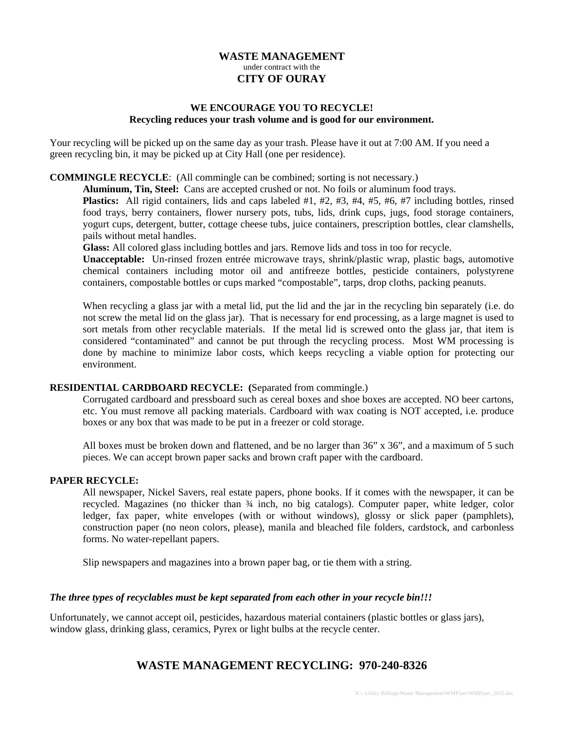**WASTE MANAGEMENT**
under contract with the
**CITY OF OURAY**

**WE ENCOURAGE YOU TO RECYCLE!**
**Recycling reduces your trash volume and is good for our environment.**

Your recycling will be picked up on the same day as your trash. Please have it out at 7:00 AM. If you need a green recycling bin, it may be picked up at City Hall (one per residence).

**COMMINGLE RECYCLE**: (All commingle can be combined; sorting is not necessary.)

**Aluminum, Tin, Steel:** Cans are accepted crushed or not. No foils or aluminum food trays.

**Plastics:** All rigid containers, lids and caps labeled #1, #2, #3, #4, #5, #6, #7 including bottles, rinsed food trays, berry containers, flower nursery pots, tubs, lids, drink cups, jugs, food storage containers, yogurt cups, detergent, butter, cottage cheese tubs, juice containers, prescription bottles, clear clamshells, pails without metal handles.

**Glass:** All colored glass including bottles and jars. Remove lids and toss in too for recycle.

**Unacceptable:** Un-rinsed frozen entrée microwave trays, shrink/plastic wrap, plastic bags, automotive chemical containers including motor oil and antifreeze bottles, pesticide containers, polystyrene containers, compostable bottles or cups marked "compostable", tarps, drop cloths, packing peanuts.

When recycling a glass jar with a metal lid, put the lid and the jar in the recycling bin separately (i.e. do not screw the metal lid on the glass jar). That is necessary for end processing, as a large magnet is used to sort metals from other recyclable materials. If the metal lid is screwed onto the glass jar, that item is considered "contaminated" and cannot be put through the recycling process. Most WM processing is done by machine to minimize labor costs, which keeps recycling a viable option for protecting our environment.

**RESIDENTIAL CARDBOARD RECYCLE: (**Separated from commingle.)

Corrugated cardboard and pressboard such as cereal boxes and shoe boxes are accepted. NO beer cartons, etc. You must remove all packing materials. Cardboard with wax coating is NOT accepted, i.e. produce boxes or any box that was made to be put in a freezer or cold storage.

All boxes must be broken down and flattened, and be no larger than 36" x 36", and a maximum of 5 such pieces. We can accept brown paper sacks and brown craft paper with the cardboard.

**PAPER RECYCLE:**

All newspaper, Nickel Savers, real estate papers, phone books. If it comes with the newspaper, it can be recycled. Magazines (no thicker than ¾ inch, no big catalogs). Computer paper, white ledger, color ledger, fax paper, white envelopes (with or without windows), glossy or slick paper (pamphlets), construction paper (no neon colors, please), manila and bleached file folders, cardstock, and carbonless forms. No water-repellant papers.

Slip newspapers and magazines into a brown paper bag, or tie them with a string.

***The three types of recyclables must be kept separated from each other in your recycle bin!!!***

Unfortunately, we cannot accept oil, pesticides, hazardous material containers (plastic bottles or glass jars), window glass, drinking glass, ceramics, Pyrex or light bulbs at the recycle center.

## WASTE MANAGEMENT RECYCLING: 970-240-8326